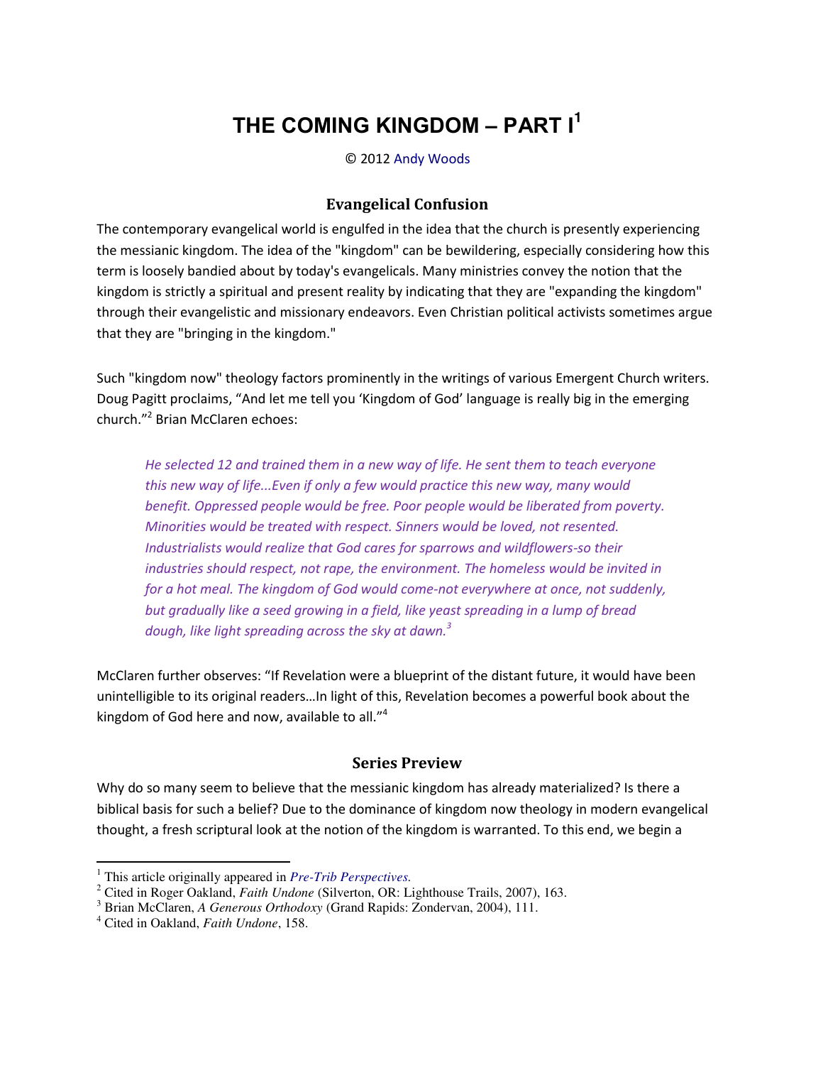# THE COMING KINGDOM – PART I[1]

© 2012 Andy Woods

## Evangelical Confusion

The contemporary evangelical world is engulfed in the idea that the church is presently experiencing the messianic kingdom. The idea of the "kingdom" can be bewildering, especially considering how this term is loosely bandied about by today's evangelicals. Many ministries convey the notion that the kingdom is strictly a spiritual and present reality by indicating that they are "expanding the kingdom" through their evangelistic and missionary endeavors. Even Christian political activists sometimes argue that they are "bringing in the kingdom."

Such "kingdom now" theology factors prominently in the writings of various Emergent Church writers. Doug Pagitt proclaims, "And let me tell you 'Kingdom of God' language is really big in the emerging church."[2] Brian McClaren echoes:

> *He selected 12 and trained them in a new way of life. He sent them to teach everyone this new way of life...Even if only a few would practice this new way, many would benefit. Oppressed people would be free. Poor people would be liberated from poverty. Minorities would be treated with respect. Sinners would be loved, not resented. Industrialists would realize that God cares for sparrows and wildflowers-so their industries should respect, not rape, the environment. The homeless would be invited in for a hot meal. The kingdom of God would come-not everywhere at once, not suddenly, but gradually like a seed growing in a field, like yeast spreading in a lump of bread dough, like light spreading across the sky at dawn.*[3]

McClaren further observes: "If Revelation were a blueprint of the distant future, it would have been unintelligible to its original readers…In light of this, Revelation becomes a powerful book about the kingdom of God here and now, available to all."[4]

## Series Preview

Why do so many seem to believe that the messianic kingdom has already materialized? Is there a biblical basis for such a belief? Due to the dominance of kingdom now theology in modern evangelical thought, a fresh scriptural look at the notion of the kingdom is warranted. To this end, we begin a

---

[1] This article originally appeared in *Pre-Trib Perspectives.*

[2] Cited in Roger Oakland, *Faith Undone* (Silverton, OR: Lighthouse Trails, 2007), 163.

[3] Brian McClaren, *A Generous Orthodoxy* (Grand Rapids: Zondervan, 2004), 111.

[4] Cited in Oakland, *Faith Undone*, 158.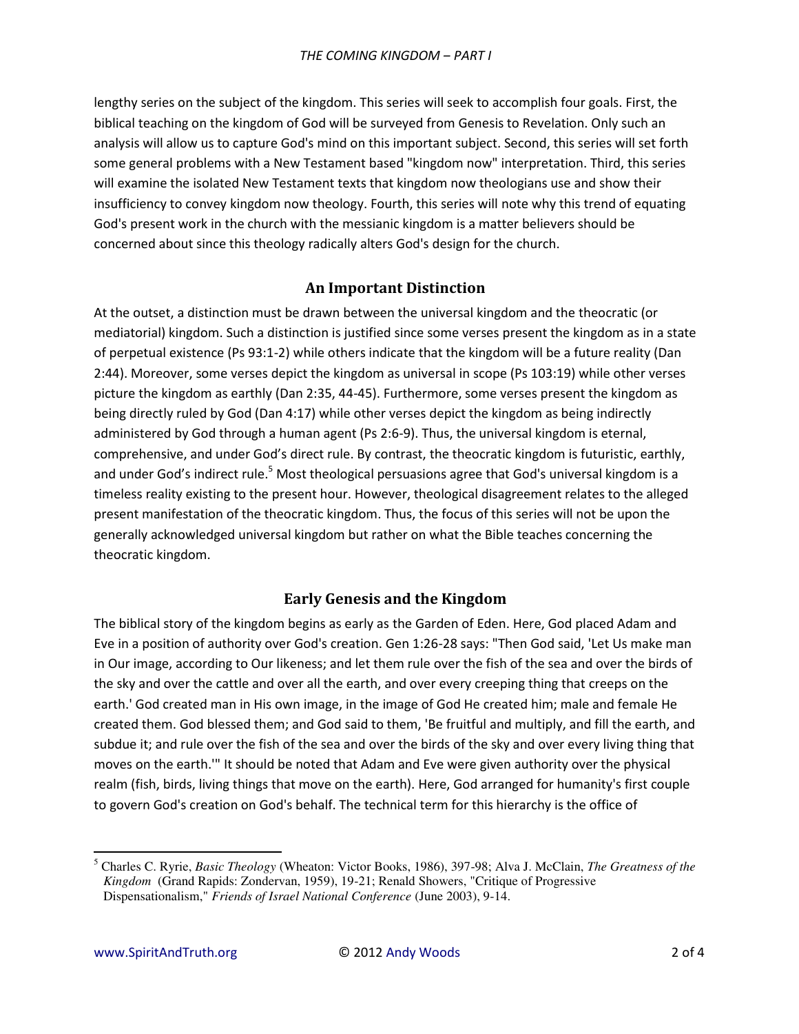lengthy series on the subject of the kingdom. This series will seek to accomplish four goals. First, the biblical teaching on the kingdom of God will be surveyed from Genesis to Revelation. Only such an analysis will allow us to capture God's mind on this important subject. Second, this series will set forth some general problems with a New Testament based "kingdom now" interpretation. Third, this series will examine the isolated New Testament texts that kingdom now theologians use and show their insufficiency to convey kingdom now theology. Fourth, this series will note why this trend of equating God's present work in the church with the messianic kingdom is a matter believers should be concerned about since this theology radically alters God's design for the church.

## An Important Distinction

At the outset, a distinction must be drawn between the universal kingdom and the theocratic (or mediatorial) kingdom. Such a distinction is justified since some verses present the kingdom as in a state of perpetual existence (Ps 93:1-2) while others indicate that the kingdom will be a future reality (Dan 2:44). Moreover, some verses depict the kingdom as universal in scope (Ps 103:19) while other verses picture the kingdom as earthly (Dan 2:35, 44-45). Furthermore, some verses present the kingdom as being directly ruled by God (Dan 4:17) while other verses depict the kingdom as being indirectly administered by God through a human agent (Ps 2:6-9). Thus, the universal kingdom is eternal, comprehensive, and under God's direct rule. By contrast, the theocratic kingdom is futuristic, earthly, and under God's indirect rule.[5] Most theological persuasions agree that God's universal kingdom is a timeless reality existing to the present hour. However, theological disagreement relates to the alleged present manifestation of the theocratic kingdom. Thus, the focus of this series will not be upon the generally acknowledged universal kingdom but rather on what the Bible teaches concerning the theocratic kingdom.

## Early Genesis and the Kingdom

The biblical story of the kingdom begins as early as the Garden of Eden. Here, God placed Adam and Eve in a position of authority over God's creation. Gen 1:26-28 says: "Then God said, 'Let Us make man in Our image, according to Our likeness; and let them rule over the fish of the sea and over the birds of the sky and over the cattle and over all the earth, and over every creeping thing that creeps on the earth.' God created man in His own image, in the image of God He created him; male and female He created them. God blessed them; and God said to them, 'Be fruitful and multiply, and fill the earth, and subdue it; and rule over the fish of the sea and over the birds of the sky and over every living thing that moves on the earth.'" It should be noted that Adam and Eve were given authority over the physical realm (fish, birds, living things that move on the earth). Here, God arranged for humanity's first couple to govern God's creation on God's behalf. The technical term for this hierarchy is the office of

---

[5] Charles C. Ryrie, *Basic Theology* (Wheaton: Victor Books, 1986), 397-98; Alva J. McClain, *The Greatness of the Kingdom* (Grand Rapids: Zondervan, 1959), 19-21; Renald Showers, "Critique of Progressive Dispensationalism," *Friends of Israel National Conference* (June 2003), 9-14.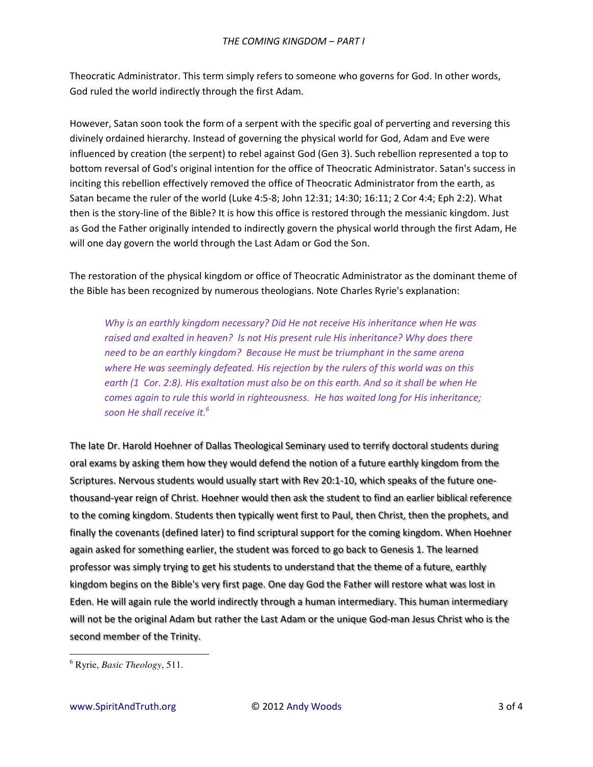Theocratic Administrator. This term simply refers to someone who governs for God. In other words, God ruled the world indirectly through the first Adam.

However, Satan soon took the form of a serpent with the specific goal of perverting and reversing this divinely ordained hierarchy. Instead of governing the physical world for God, Adam and Eve were influenced by creation (the serpent) to rebel against God (Gen 3). Such rebellion represented a top to bottom reversal of God's original intention for the office of Theocratic Administrator. Satan's success in inciting this rebellion effectively removed the office of Theocratic Administrator from the earth, as Satan became the ruler of the world (Luke 4:5-8; John 12:31; 14:30; 16:11; 2 Cor 4:4; Eph 2:2). What then is the story-line of the Bible? It is how this office is restored through the messianic kingdom. Just as God the Father originally intended to indirectly govern the physical world through the first Adam, He will one day govern the world through the Last Adam or God the Son.

The restoration of the physical kingdom or office of Theocratic Administrator as the dominant theme of the Bible has been recognized by numerous theologians. Note Charles Ryrie's explanation:

> *Why is an earthly kingdom necessary? Did He not receive His inheritance when He was raised and exalted in heaven? Is not His present rule His inheritance? Why does there need to be an earthly kingdom? Because He must be triumphant in the same arena where He was seemingly defeated. His rejection by the rulers of this world was on this earth (1 Cor. 2:8). His exaltation must also be on this earth. And so it shall be when He comes again to rule this world in righteousness. He has waited long for His inheritance; soon He shall receive it.*[6]

The late Dr. Harold Hoehner of Dallas Theological Seminary used to terrify doctoral students during oral exams by asking them how they would defend the notion of a future earthly kingdom from the Scriptures. Nervous students would usually start with Rev 20:1-10, which speaks of the future one-thousand-year reign of Christ. Hoehner would then ask the student to find an earlier biblical reference to the coming kingdom. Students then typically went first to Paul, then Christ, then the prophets, and finally the covenants (defined later) to find scriptural support for the coming kingdom. When Hoehner again asked for something earlier, the student was forced to go back to Genesis 1. The learned professor was simply trying to get his students to understand that the theme of a future, earthly kingdom begins on the Bible's very first page. One day God the Father will restore what was lost in Eden. He will again rule the world indirectly through a human intermediary. This human intermediary will not be the original Adam but rather the Last Adam or the unique God-man Jesus Christ who is the second member of the Trinity.

---

[6] Ryrie, *Basic Theology*, 511.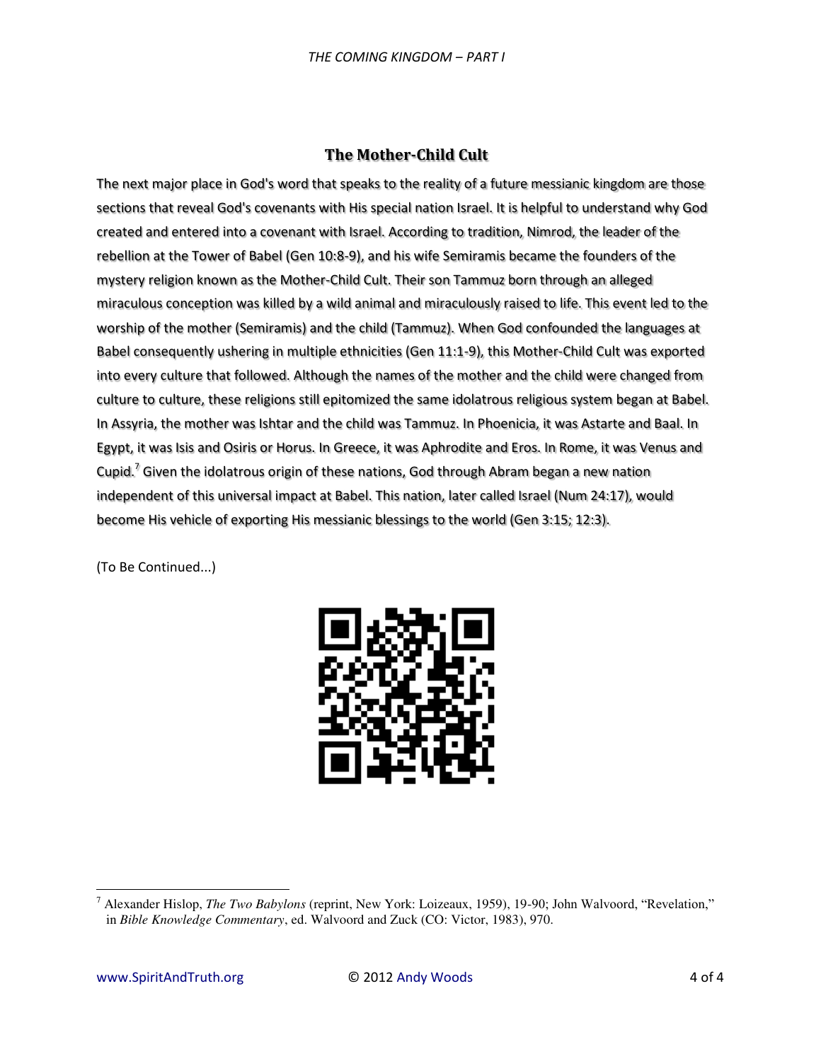## The Mother-Child Cult

The next major place in God's word that speaks to the reality of a future messianic kingdom are those sections that reveal God's covenants with His special nation Israel. It is helpful to understand why God created and entered into a covenant with Israel. According to tradition, Nimrod, the leader of the rebellion at the Tower of Babel (Gen 10:8-9), and his wife Semiramis became the founders of the mystery religion known as the Mother-Child Cult. Their son Tammuz born through an alleged miraculous conception was killed by a wild animal and miraculously raised to life. This event led to the worship of the mother (Semiramis) and the child (Tammuz). When God confounded the languages at Babel consequently ushering in multiple ethnicities (Gen 11:1-9), this Mother-Child Cult was exported into every culture that followed. Although the names of the mother and the child were changed from culture to culture, these religions still epitomized the same idolatrous religious system began at Babel. In Assyria, the mother was Ishtar and the child was Tammuz. In Phoenicia, it was Astarte and Baal. In Egypt, it was Isis and Osiris or Horus. In Greece, it was Aphrodite and Eros. In Rome, it was Venus and Cupid.[7] Given the idolatrous origin of these nations, God through Abram began a new nation independent of this universal impact at Babel. This nation, later called Israel (Num 24:17), would become His vehicle of exporting His messianic blessings to the world (Gen 3:15; 12:3).

(To Be Continued...)

---

[7] Alexander Hislop, *The Two Babylons* (reprint, New York: Loizeaux, 1959), 19-90; John Walvoord, "Revelation," in *Bible Knowledge Commentary*, ed. Walvoord and Zuck (CO: Victor, 1983), 970.

www.SpiritAndTruth.org © 2012 Andy Woods